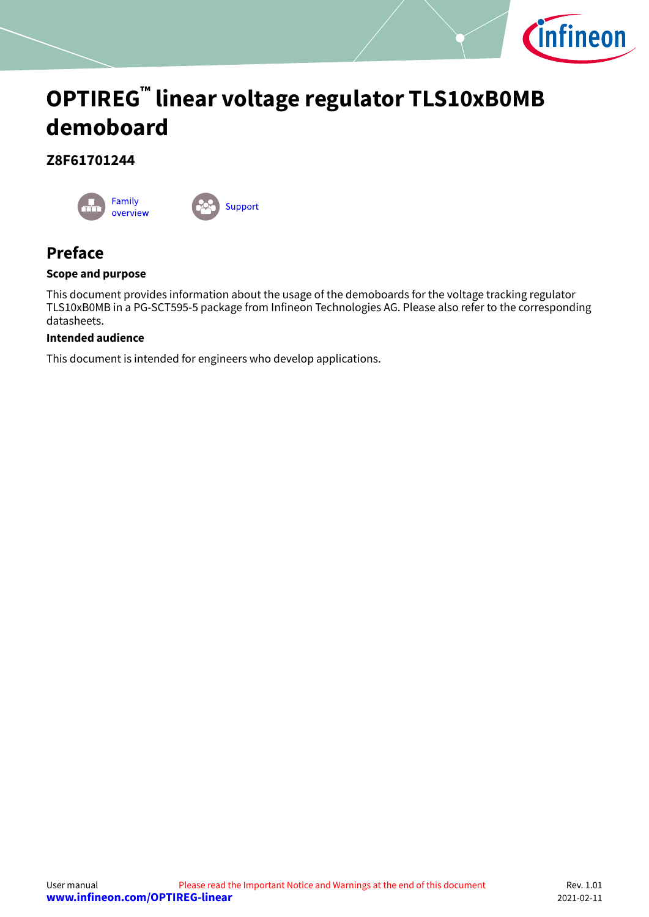# OPTIREG™ linear voltage regulator TLS10xB0MB demoboard

## Z8F61701244

Family overview

Support

## Preface

### Scope and purpose

This document provides information about the usage of the demoboards for the voltage tracking regulator TLS10xB0MB in a PG-SCT595-5 package from Infineon Technologies AG. Please also refer to the corresponding datasheets.

### Intended audience

This document is intended for engineers who develop applications.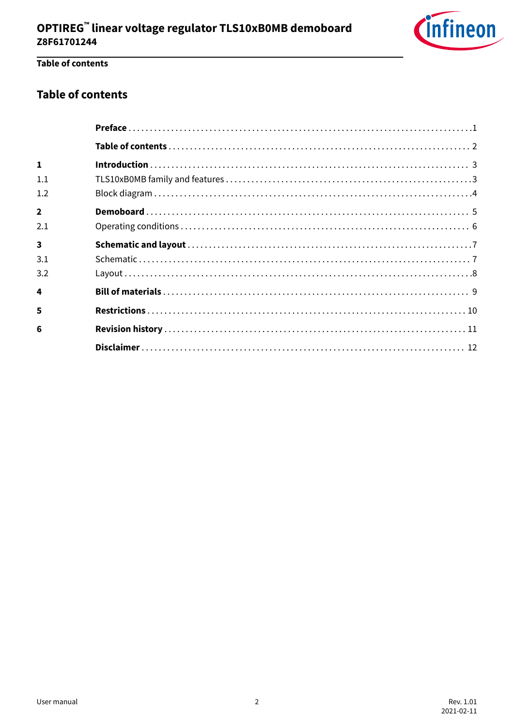## Table of contents

| | | |
|---|---|---|
| | **Preface** | 1 |
| | **Table of contents** | 2 |
| **1** | **Introduction** | 3 |
| 1.1 | TLS10xB0MB family and features | 3 |
| 1.2 | Block diagram | 4 |
| **2** | **Demoboard** | 5 |
| 2.1 | Operating conditions | 6 |
| **3** | **Schematic and layout** | 7 |
| 3.1 | Schematic | 7 |
| 3.2 | Layout | 8 |
| **4** | **Bill of materials** | 9 |
| **5** | **Restrictions** | 10 |
| **6** | **Revision history** | 11 |
| | **Disclaimer** | 12 |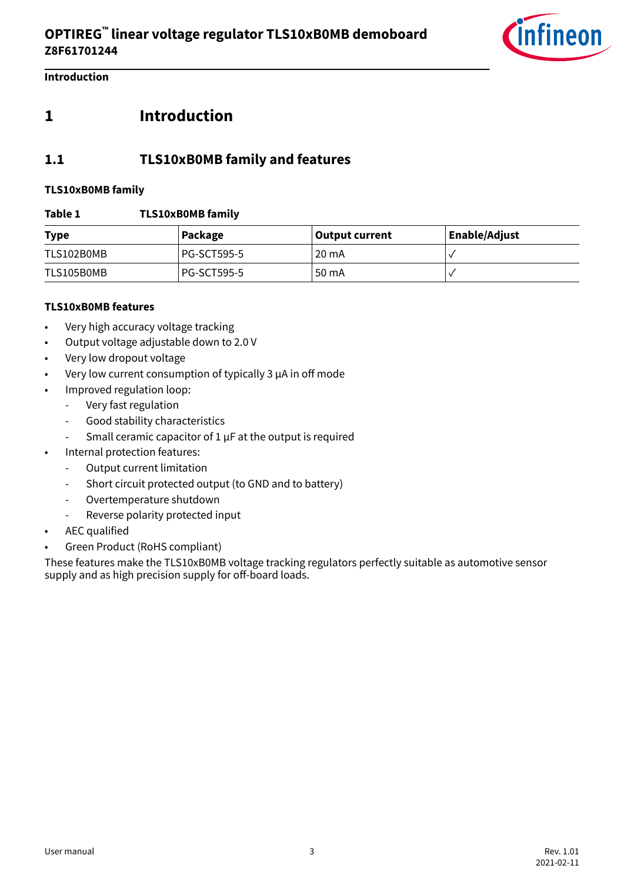# 1 Introduction

## 1.1 TLS10xB0MB family and features

**TLS10xB0MB family**

**Table 1 TLS10xB0MB family**

| Type | Package | Output current | Enable/Adjust |
|---|---|---|---|
| TLS102B0MB | PG-SCT595-5 | 20 mA | ✓ |
| TLS105B0MB | PG-SCT595-5 | 50 mA | ✓ |

**TLS10xB0MB features**

- Very high accuracy voltage tracking
- Output voltage adjustable down to 2.0 V
- Very low dropout voltage
- Very low current consumption of typically 3 µA in off mode
- Improved regulation loop:
  - Very fast regulation
  - Good stability characteristics
  - Small ceramic capacitor of 1 µF at the output is required
- Internal protection features:
  - Output current limitation
  - Short circuit protected output (to GND and to battery)
  - Overtemperature shutdown
  - Reverse polarity protected input
- AEC qualified
- Green Product (RoHS compliant)

These features make the TLS10xB0MB voltage tracking regulators perfectly suitable as automotive sensor supply and as high precision supply for off-board loads.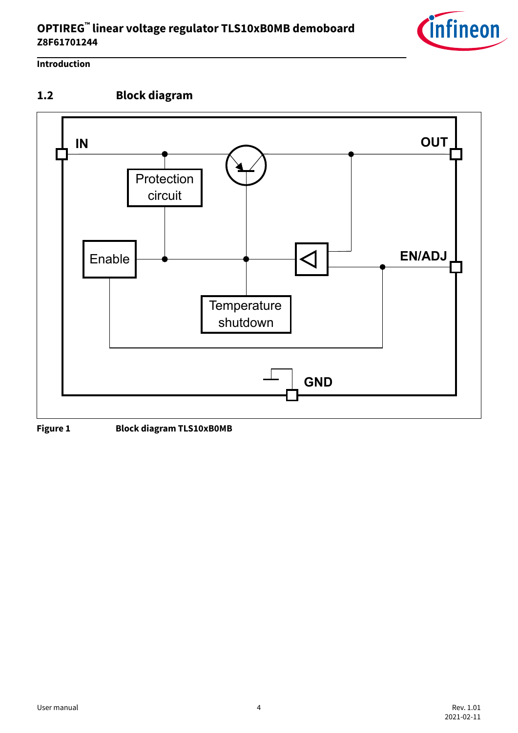## 1.2 Block diagram

**Figure 1** **Block diagram TLS10xB0MB**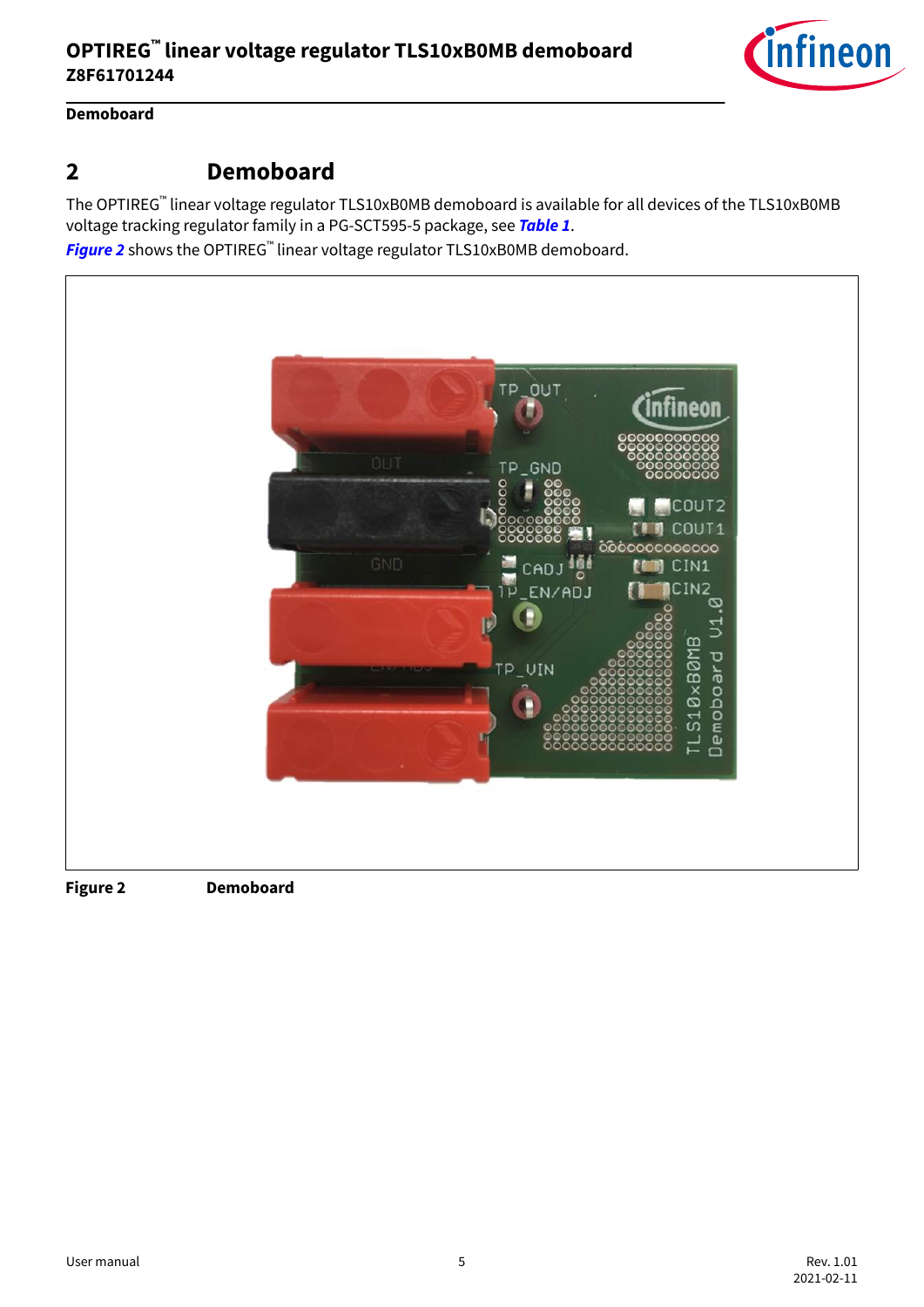## 2 Demoboard

The OPTIREG™ linear voltage regulator TLS10xB0MB demoboard is available for all devices of the TLS10xB0MB voltage tracking regulator family in a PG-SCT595-5 package, see ***Table 1***.

***Figure 2*** shows the OPTIREG™ linear voltage regulator TLS10xB0MB demoboard.

**Figure 2** **Demoboard**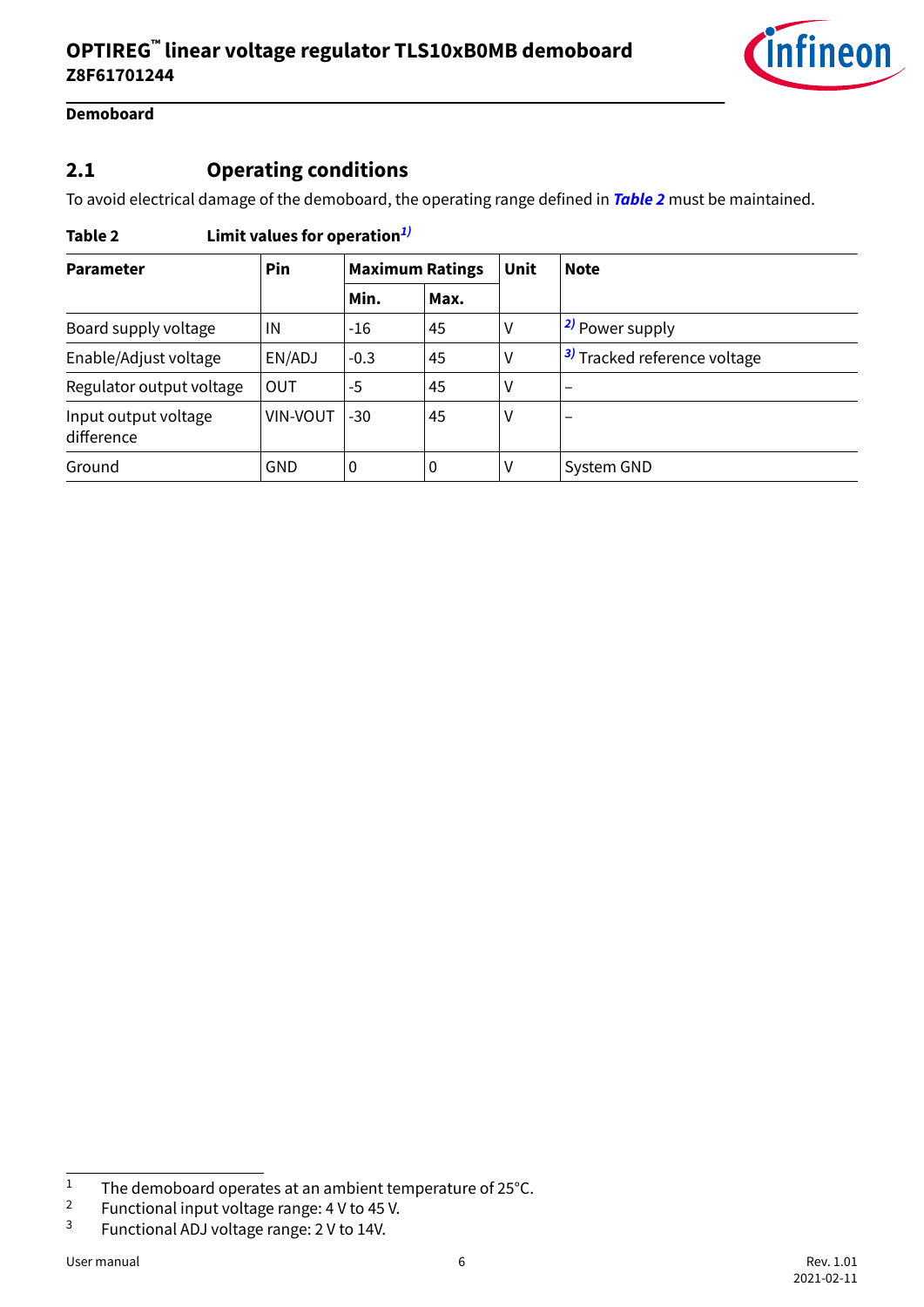## 2.1 Operating conditions

To avoid electrical damage of the demoboard, the operating range defined in ***Table 2*** must be maintained.

**Table 2 Limit values for operation**[1)]

| Parameter | Pin | Maximum Ratings | | Unit | Note |
|---|---|---|---|---|---|
| | | Min. | Max. | | |
| Board supply voltage | IN | -16 | 45 | V | [2)] Power supply |
| Enable/Adjust voltage | EN/ADJ | -0.3 | 45 | V | [3)] Tracked reference voltage |
| Regulator output voltage | OUT | -5 | 45 | V | – |
| Input output voltage difference | VIN-VOUT | -30 | 45 | V | – |
| Ground | GND | 0 | 0 | V | System GND |

---

1 The demoboard operates at an ambient temperature of 25°C.

2 Functional input voltage range: 4 V to 45 V.

3 Functional ADJ voltage range: 2 V to 14V.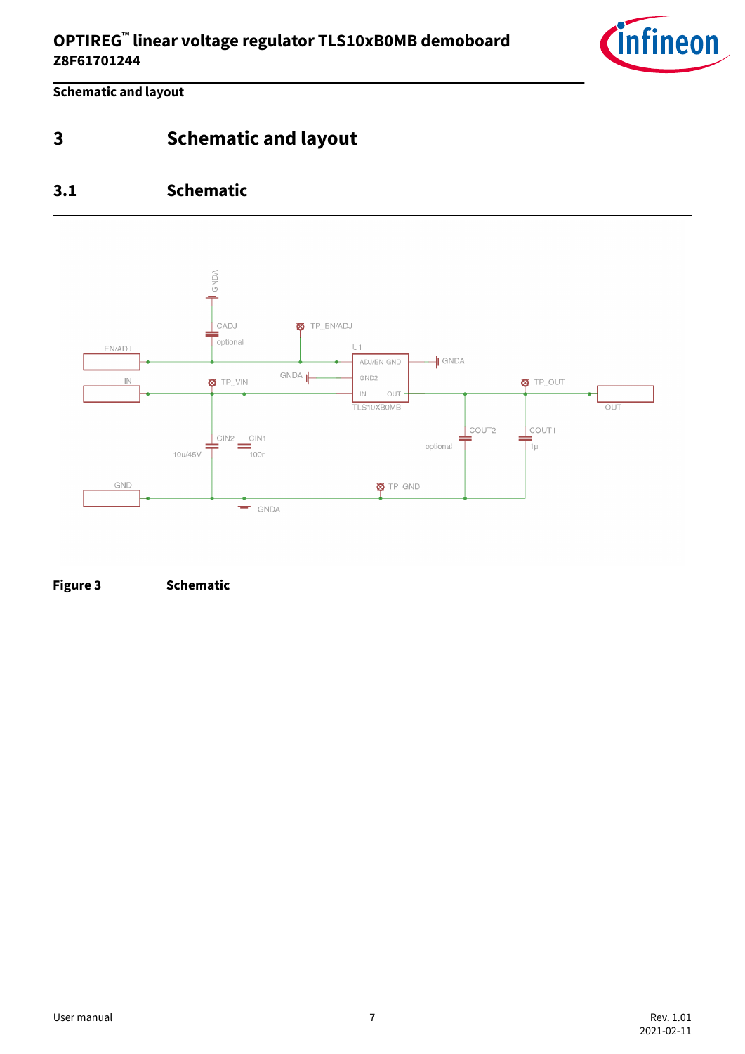# 3 Schematic and layout

## 3.1 Schematic

Figure 3 Schematic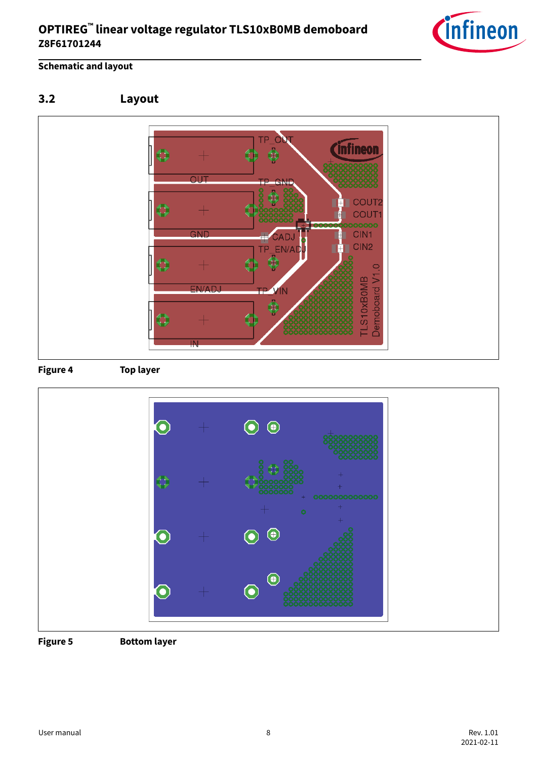## 3.2 Layout

Figure 4 Top layer

Figure 5 Bottom layer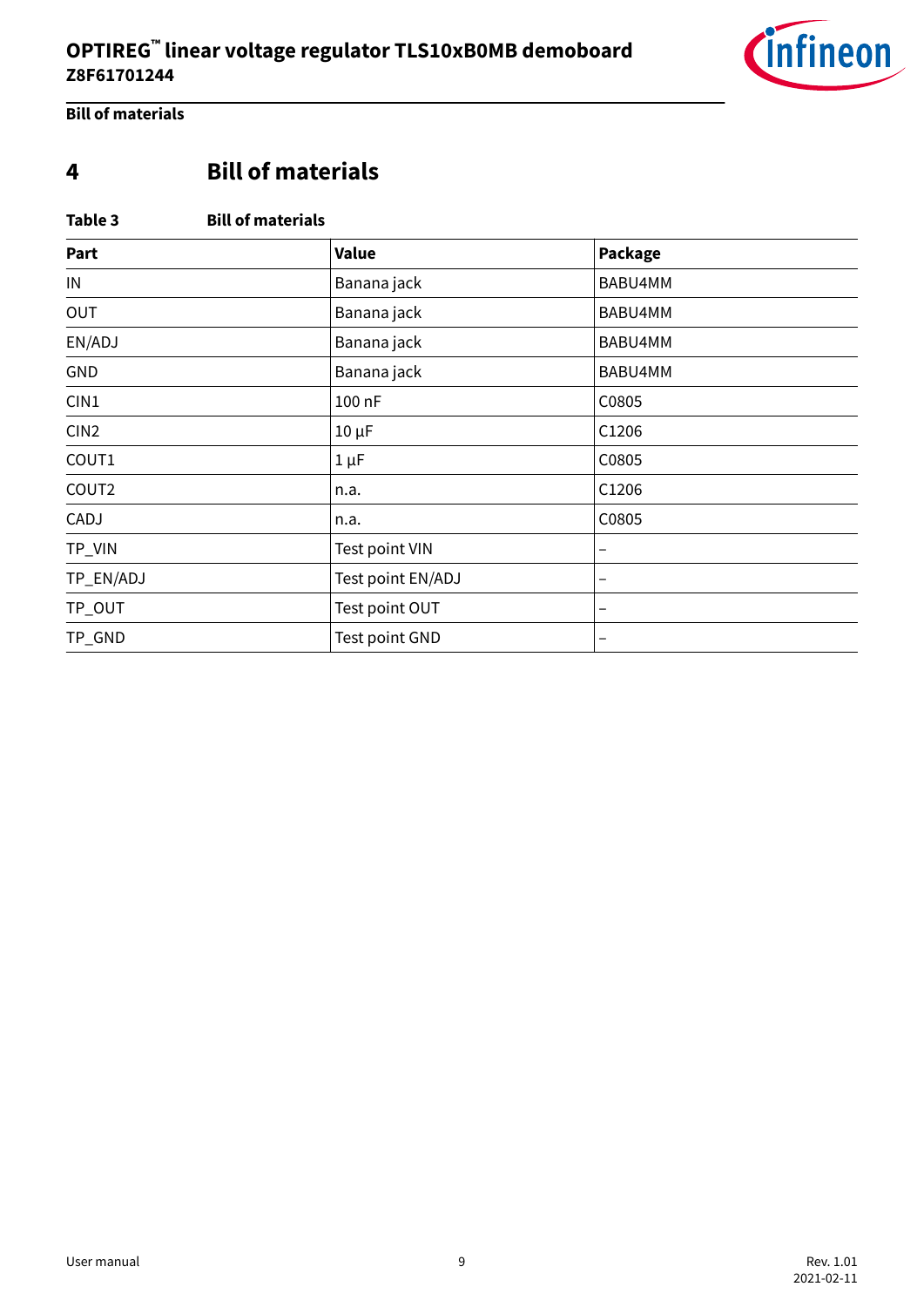# 4 Bill of materials

**Table 3 Bill of materials**

| Part | Value | Package |
|---|---|---|
| IN | Banana jack | BABU4MM |
| OUT | Banana jack | BABU4MM |
| EN/ADJ | Banana jack | BABU4MM |
| GND | Banana jack | BABU4MM |
| CIN1 | 100 nF | C0805 |
| CIN2 | 10 µF | C1206 |
| COUT1 | 1 µF | C0805 |
| COUT2 | n.a. | C1206 |
| CADJ | n.a. | C0805 |
| TP_VIN | Test point VIN | – |
| TP_EN/ADJ | Test point EN/ADJ | – |
| TP_OUT | Test point OUT | – |
| TP_GND | Test point GND | – |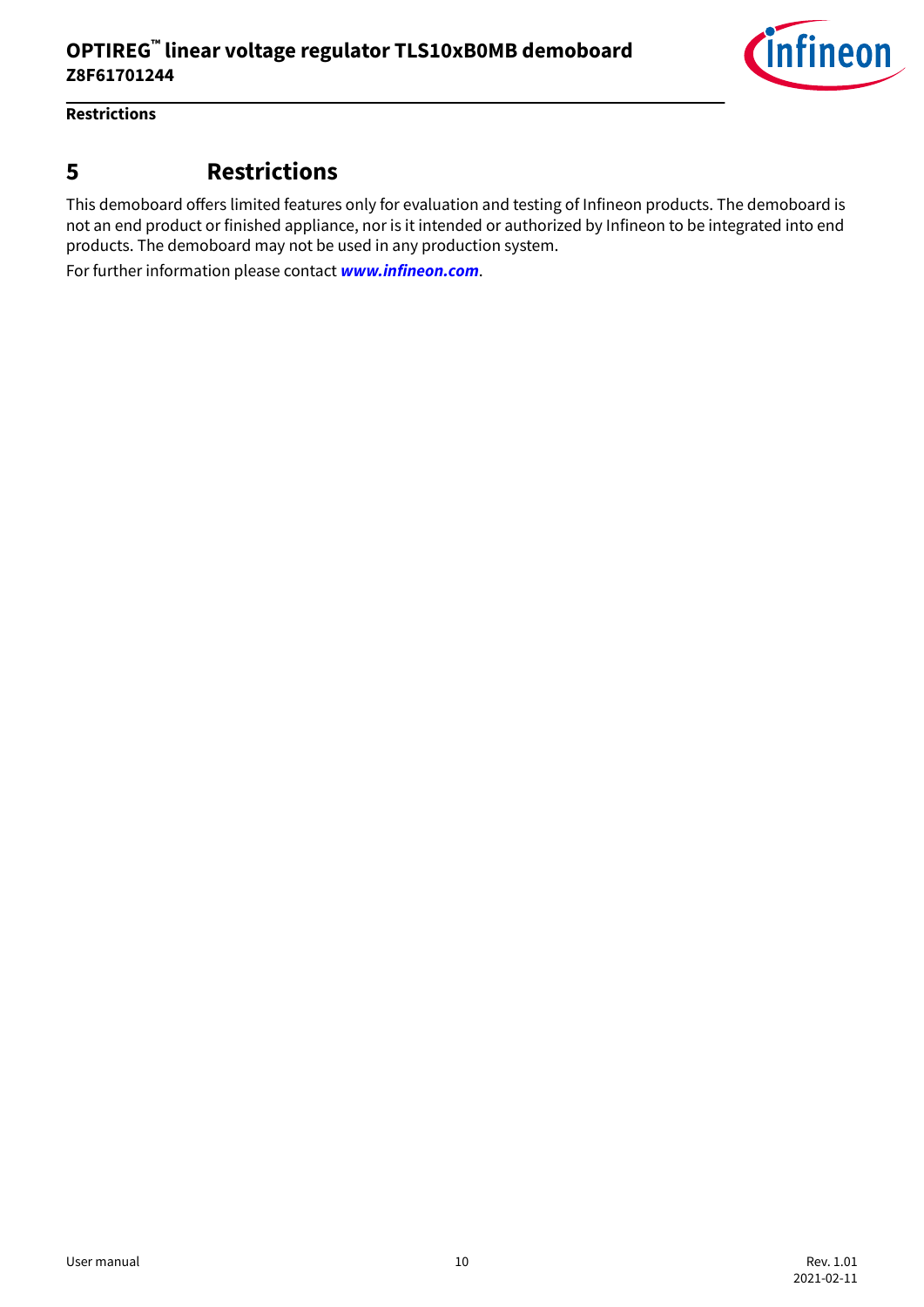# 5 Restrictions

This demoboard offers limited features only for evaluation and testing of Infineon products. The demoboard is not an end product or finished appliance, nor is it intended or authorized by Infineon to be integrated into end products. The demoboard may not be used in any production system.

For further information please contact ***www.infineon.com***.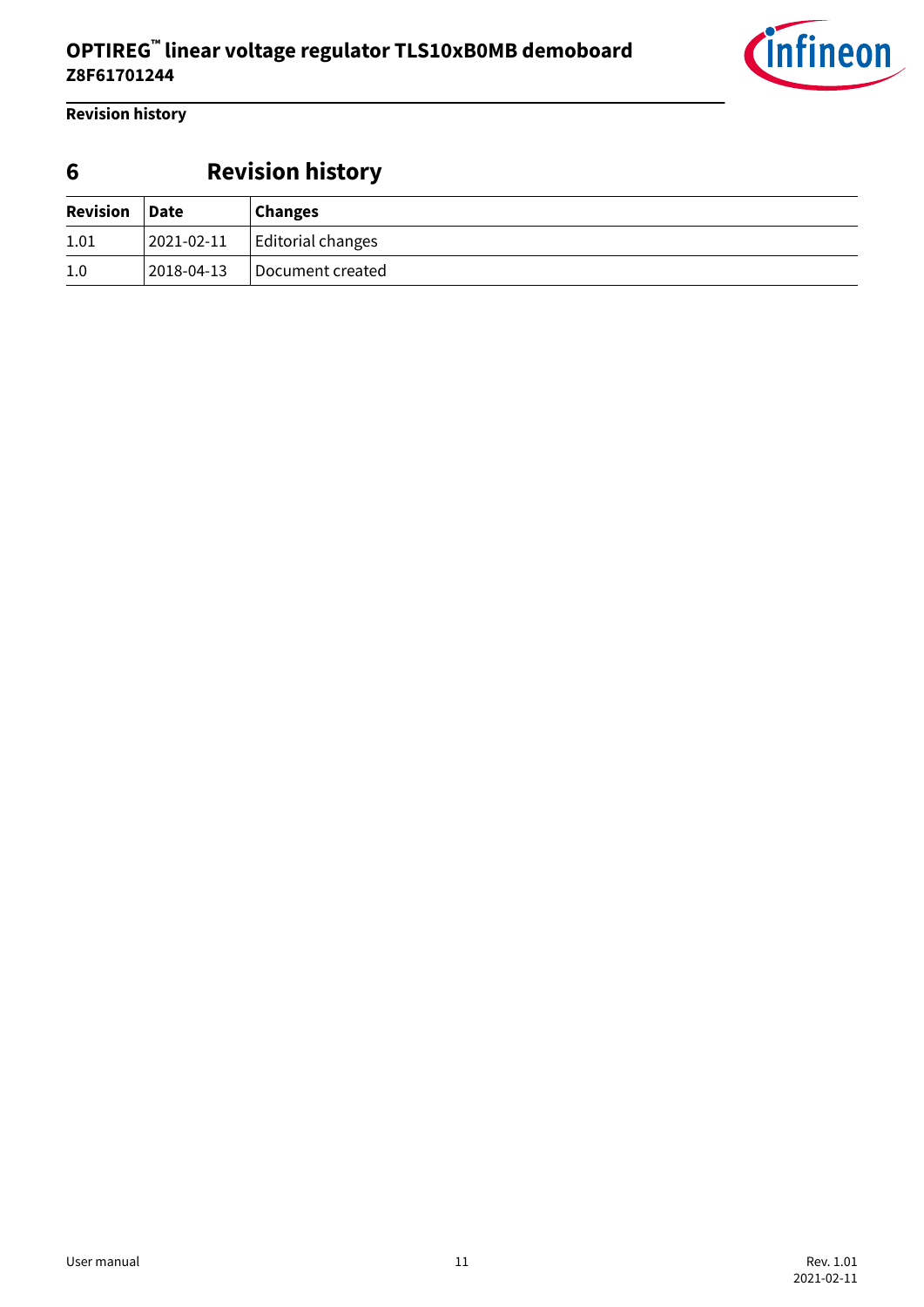# 6 Revision history

| Revision | Date | Changes |
|---|---|---|
| 1.01 | 2021-02-11 | Editorial changes |
| 1.0 | 2018-04-13 | Document created |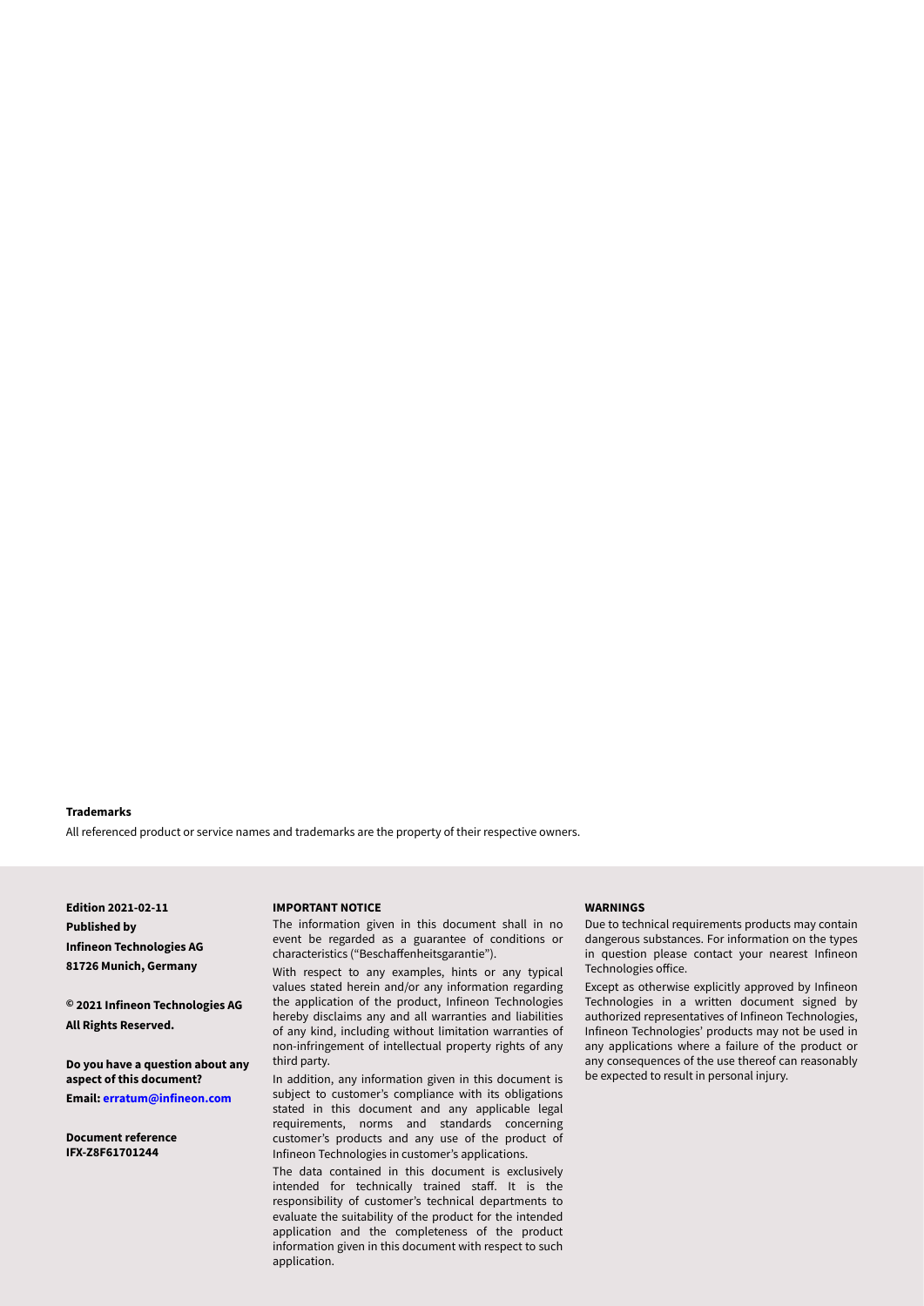**Trademarks**

All referenced product or service names and trademarks are the property of their respective owners.

**Edition 2021-02-11**
**Published by**
**Infineon Technologies AG**
**81726 Munich, Germany**

**© 2021 Infineon Technologies AG**
**All Rights Reserved.**

**Do you have a question about any aspect of this document?**
**Email: erratum@infineon.com**

**Document reference**
**IFX-Z8F61701244**

**IMPORTANT NOTICE**

The information given in this document shall in no event be regarded as a guarantee of conditions or characteristics ("Beschaffenheitsgarantie").

With respect to any examples, hints or any typical values stated herein and/or any information regarding the application of the product, Infineon Technologies hereby disclaims any and all warranties and liabilities of any kind, including without limitation warranties of non-infringement of intellectual property rights of any third party.

In addition, any information given in this document is subject to customer's compliance with its obligations stated in this document and any applicable legal requirements, norms and standards concerning customer's products and any use of the product of Infineon Technologies in customer's applications.

The data contained in this document is exclusively intended for technically trained staff. It is the responsibility of customer's technical departments to evaluate the suitability of the product for the intended application and the completeness of the product information given in this document with respect to such application.

**WARNINGS**

Due to technical requirements products may contain dangerous substances. For information on the types in question please contact your nearest Infineon Technologies office.

Except as otherwise explicitly approved by Infineon Technologies in a written document signed by authorized representatives of Infineon Technologies, Infineon Technologies' products may not be used in any applications where a failure of the product or any consequences of the use thereof can reasonably be expected to result in personal injury.